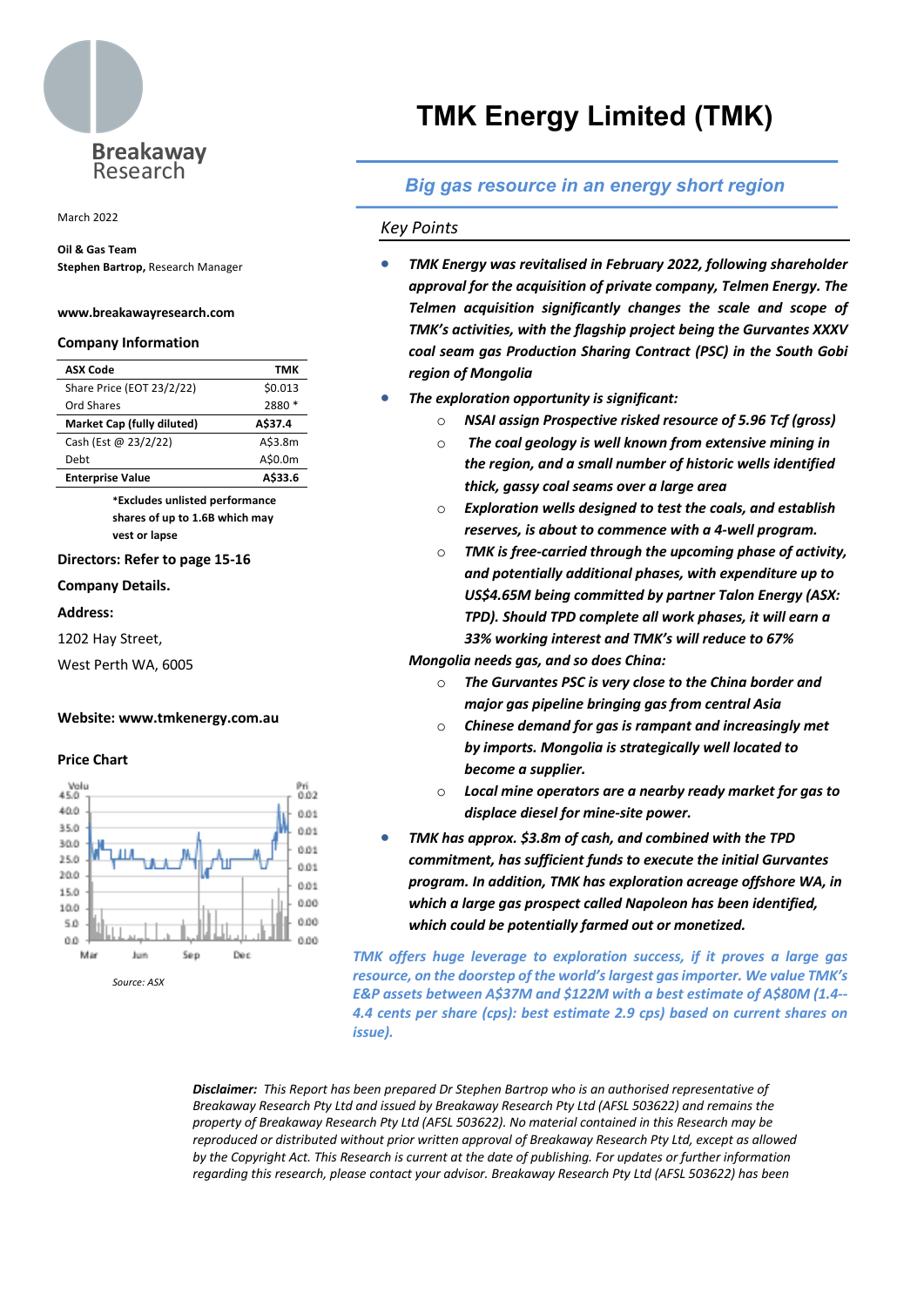Breakaway Research

# TMK Energy Limited (TMK)

## *Big gas resource in an energy short region*

March 2022

**Oil & Gas Team**
**Stephen Bartrop,** Research Manager

**www.breakawayresearch.com**

### Company Information

| ASX Code | TMK |
|---|---|
| Share Price (EOT 23/2/22) | $0.013 |
| Ord Shares | 2880 * |
| **Market Cap (fully diluted)** | **A$37.4** |
| Cash (Est @ 23/2/22) | A$3.8m |
| Debt | A$0.0m |
| **Enterprise Value** | **A$33.6** |

**\*Excludes unlisted performance shares of up to 1.6B which may vest or lapse**

**Directors: Refer to page 15-16**

**Company Details.**

**Address:**

1202 Hay Street,

West Perth WA, 6005

**Website: www.tmkenergy.com.au**

**Price Chart**

Source: ASX

### *Key Points*

- ***TMK Energy was revitalised in February 2022, following shareholder approval for the acquisition of private company, Telmen Energy. The Telmen acquisition significantly changes the scale and scope of TMK's activities, with the flagship project being the Gurvantes XXXV coal seam gas Production Sharing Contract (PSC) in the South Gobi region of Mongolia***
- ***The exploration opportunity is significant:***
  - ***NSAI assign Prospective risked resource of 5.96 Tcf (gross)***
  - ***The coal geology is well known from extensive mining in the region, and a small number of historic wells identified thick, gassy coal seams over a large area***
  - ***Exploration wells designed to test the coals, and establish reserves, is about to commence with a 4-well program.***
  - ***TMK is free-carried through the upcoming phase of activity, and potentially additional phases, with expenditure up to US$4.65M being committed by partner Talon Energy (ASX: TPD). Should TPD complete all work phases, it will earn a 33% working interest and TMK's will reduce to 67%***

***Mongolia needs gas, and so does China:***

  - ***The Gurvantes PSC is very close to the China border and major gas pipeline bringing gas from central Asia***
  - ***Chinese demand for gas is rampant and increasingly met by imports. Mongolia is strategically well located to become a supplier.***
  - ***Local mine operators are a nearby ready market for gas to displace diesel for mine-site power.***
- ***TMK has approx. $3.8m of cash, and combined with the TPD commitment, has sufficient funds to execute the initial Gurvantes program. In addition, TMK has exploration acreage offshore WA, in which a large gas prospect called Napoleon has been identified, which could be potentially farmed out or monetized.***

***TMK offers huge leverage to exploration success, if it proves a large gas resource, on the doorstep of the world's largest gas importer. We value TMK's E&P assets between A$37M and $122M with a best estimate of A$80M (1.4--4.4 cents per share (cps): best estimate 2.9 cps) based on current shares on issue).***

***Disclaimer:*** *This Report has been prepared Dr Stephen Bartrop who is an authorised representative of Breakaway Research Pty Ltd and issued by Breakaway Research Pty Ltd (AFSL 503622) and remains the property of Breakaway Research Pty Ltd (AFSL 503622). No material contained in this Research may be reproduced or distributed without prior written approval of Breakaway Research Pty Ltd, except as allowed by the Copyright Act. This Research is current at the date of publishing. For updates or further information regarding this research, please contact your advisor. Breakaway Research Pty Ltd (AFSL 503622) has been*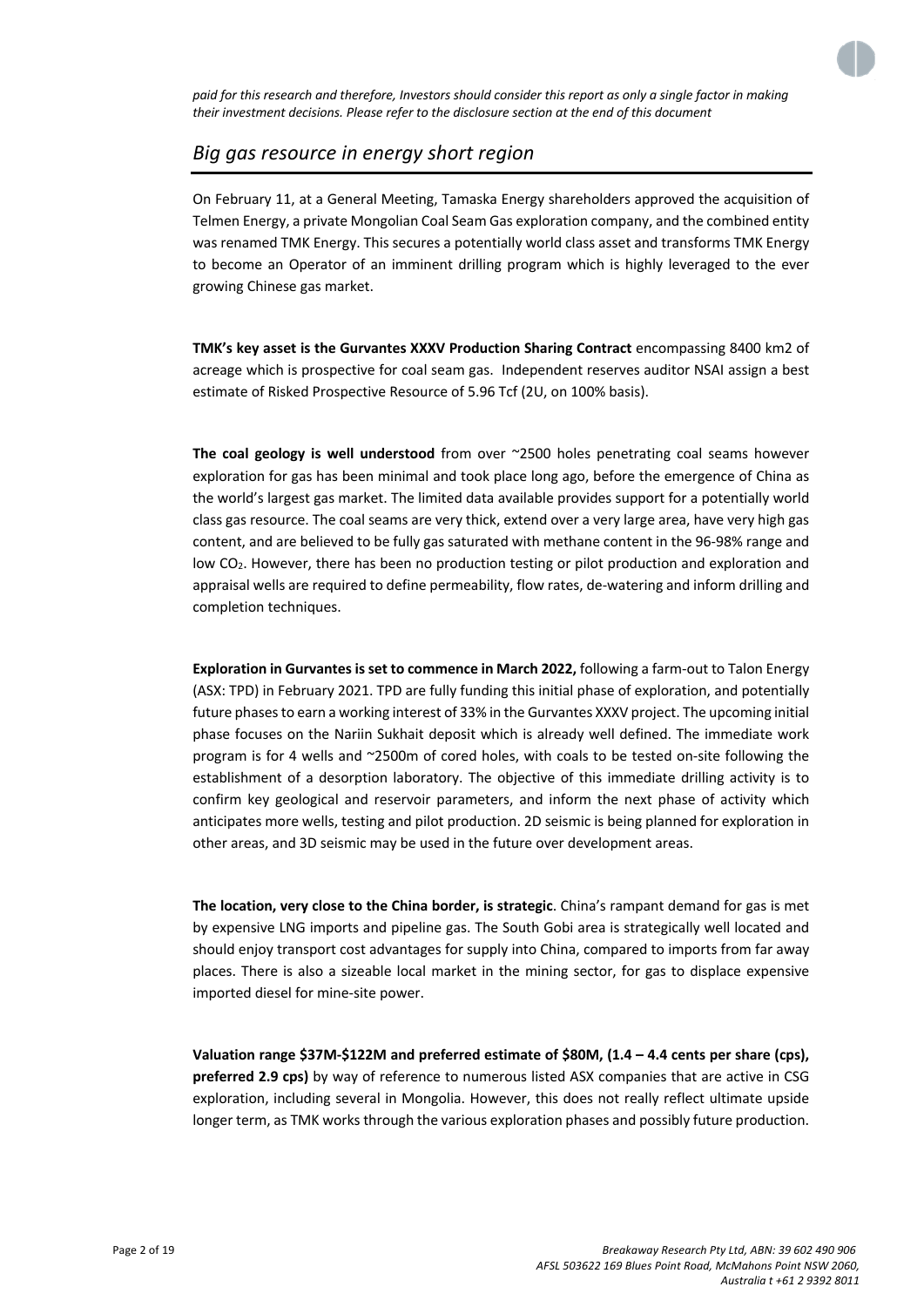*paid for this research and therefore, Investors should consider this report as only a single factor in making their investment decisions. Please refer to the disclosure section at the end of this document*

## *Big gas resource in energy short region*

On February 11, at a General Meeting, Tamaska Energy shareholders approved the acquisition of Telmen Energy, a private Mongolian Coal Seam Gas exploration company, and the combined entity was renamed TMK Energy. This secures a potentially world class asset and transforms TMK Energy to become an Operator of an imminent drilling program which is highly leveraged to the ever growing Chinese gas market.

**TMK's key asset is the Gurvantes XXXV Production Sharing Contract** encompassing 8400 km2 of acreage which is prospective for coal seam gas. Independent reserves auditor NSAI assign a best estimate of Risked Prospective Resource of 5.96 Tcf (2U, on 100% basis).

**The coal geology is well understood** from over ~2500 holes penetrating coal seams however exploration for gas has been minimal and took place long ago, before the emergence of China as the world's largest gas market. The limited data available provides support for a potentially world class gas resource. The coal seams are very thick, extend over a very large area, have very high gas content, and are believed to be fully gas saturated with methane content in the 96-98% range and low $CO_2$. However, there has been no production testing or pilot production and exploration and appraisal wells are required to define permeability, flow rates, de-watering and inform drilling and completion techniques.

**Exploration in Gurvantes is set to commence in March 2022,** following a farm-out to Talon Energy (ASX: TPD) in February 2021. TPD are fully funding this initial phase of exploration, and potentially future phases to earn a working interest of 33% in the Gurvantes XXXV project. The upcoming initial phase focuses on the Nariin Sukhait deposit which is already well defined. The immediate work program is for 4 wells and ~2500m of cored holes, with coals to be tested on-site following the establishment of a desorption laboratory. The objective of this immediate drilling activity is to confirm key geological and reservoir parameters, and inform the next phase of activity which anticipates more wells, testing and pilot production. 2D seismic is being planned for exploration in other areas, and 3D seismic may be used in the future over development areas.

**The location, very close to the China border, is strategic**. China's rampant demand for gas is met by expensive LNG imports and pipeline gas. The South Gobi area is strategically well located and should enjoy transport cost advantages for supply into China, compared to imports from far away places. There is also a sizeable local market in the mining sector, for gas to displace expensive imported diesel for mine-site power.

**Valuation range $37M-$122M and preferred estimate of $80M, (1.4 – 4.4 cents per share (cps), preferred 2.9 cps)** by way of reference to numerous listed ASX companies that are active in CSG exploration, including several in Mongolia. However, this does not really reflect ultimate upside longer term, as TMK works through the various exploration phases and possibly future production.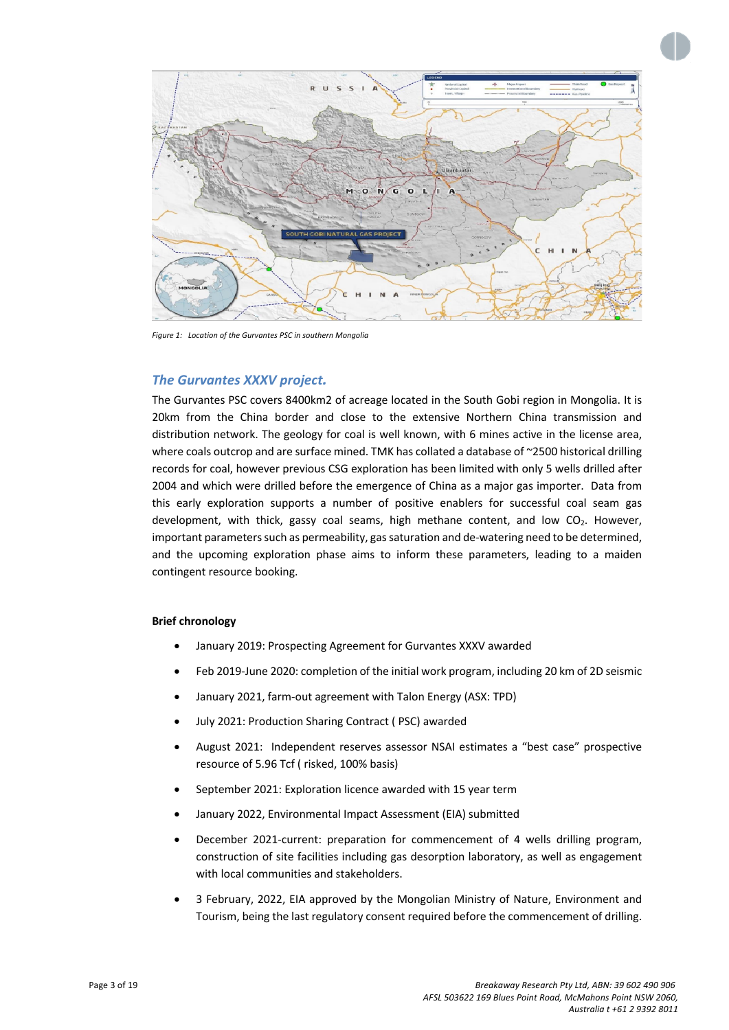*Figure 1: Location of the Gurvantes PSC in southern Mongolia*

## *The Gurvantes XXXV project.*

The Gurvantes PSC covers 8400km2 of acreage located in the South Gobi region in Mongolia. It is 20km from the China border and close to the extensive Northern China transmission and distribution network. The geology for coal is well known, with 6 mines active in the license area, where coals outcrop and are surface mined. TMK has collated a database of ~2500 historical drilling records for coal, however previous CSG exploration has been limited with only 5 wells drilled after 2004 and which were drilled before the emergence of China as a major gas importer. Data from this early exploration supports a number of positive enablers for successful coal seam gas development, with thick, gassy coal seams, high methane content, and low $CO_2$. However, important parameters such as permeability, gas saturation and de-watering need to be determined, and the upcoming exploration phase aims to inform these parameters, leading to a maiden contingent resource booking.

**Brief chronology**

- January 2019: Prospecting Agreement for Gurvantes XXXV awarded
- Feb 2019-June 2020: completion of the initial work program, including 20 km of 2D seismic
- January 2021, farm-out agreement with Talon Energy (ASX: TPD)
- July 2021: Production Sharing Contract ( PSC) awarded
- August 2021: Independent reserves assessor NSAI estimates a "best case" prospective resource of 5.96 Tcf ( risked, 100% basis)
- September 2021: Exploration licence awarded with 15 year term
- January 2022, Environmental Impact Assessment (EIA) submitted
- December 2021-current: preparation for commencement of 4 wells drilling program, construction of site facilities including gas desorption laboratory, as well as engagement with local communities and stakeholders.
- 3 February, 2022, EIA approved by the Mongolian Ministry of Nature, Environment and Tourism, being the last regulatory consent required before the commencement of drilling.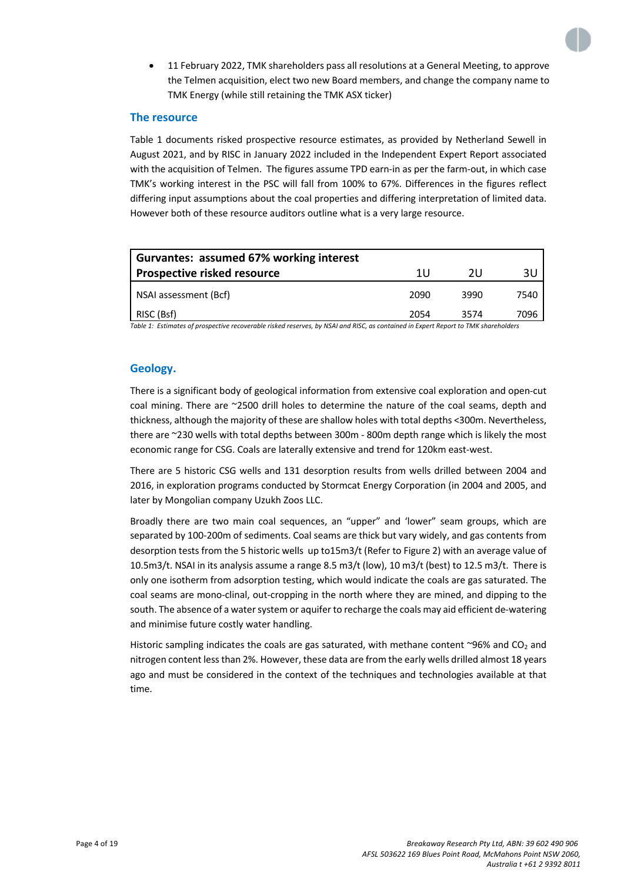- 11 February 2022, TMK shareholders pass all resolutions at a General Meeting, to approve the Telmen acquisition, elect two new Board members, and change the company name to TMK Energy (while still retaining the TMK ASX ticker)

## The resource

Table 1 documents risked prospective resource estimates, as provided by Netherland Sewell in August 2021, and by RISC in January 2022 included in the Independent Expert Report associated with the acquisition of Telmen. The figures assume TPD earn-in as per the farm-out, in which case TMK's working interest in the PSC will fall from 100% to 67%. Differences in the figures reflect differing input assumptions about the coal properties and differing interpretation of limited data. However both of these resource auditors outline what is a very large resource.

| **Gurvantes: assumed 67% working interest**<br>**Prospective risked resource** | 1U | 2U | 3U |
|---|---|---|---|
| NSAI assessment (Bcf) | 2090 | 3990 | 7540 |
| RISC (Bsf) | 2054 | 3574 | 7096 |

*Table 1: Estimates of prospective recoverable risked reserves, by NSAI and RISC, as contained in Expert Report to TMK shareholders*

## Geology.

There is a significant body of geological information from extensive coal exploration and open-cut coal mining. There are ~2500 drill holes to determine the nature of the coal seams, depth and thickness, although the majority of these are shallow holes with total depths <300m. Nevertheless, there are ~230 wells with total depths between 300m - 800m depth range which is likely the most economic range for CSG. Coals are laterally extensive and trend for 120km east-west.

There are 5 historic CSG wells and 131 desorption results from wells drilled between 2004 and 2016, in exploration programs conducted by Stormcat Energy Corporation (in 2004 and 2005, and later by Mongolian company Uzukh Zoos LLC.

Broadly there are two main coal sequences, an "upper" and 'lower" seam groups, which are separated by 100-200m of sediments. Coal seams are thick but vary widely, and gas contents from desorption tests from the 5 historic wells up to15m3/t (Refer to Figure 2) with an average value of 10.5m3/t. NSAI in its analysis assume a range 8.5 m3/t (low), 10 m3/t (best) to 12.5 m3/t. There is only one isotherm from adsorption testing, which would indicate the coals are gas saturated. The coal seams are mono-clinal, out-cropping in the north where they are mined, and dipping to the south. The absence of a water system or aquifer to recharge the coals may aid efficient de-watering and minimise future costly water handling.

Historic sampling indicates the coals are gas saturated, with methane content ~96% and $CO_2$ and nitrogen content less than 2%. However, these data are from the early wells drilled almost 18 years ago and must be considered in the context of the techniques and technologies available at that time.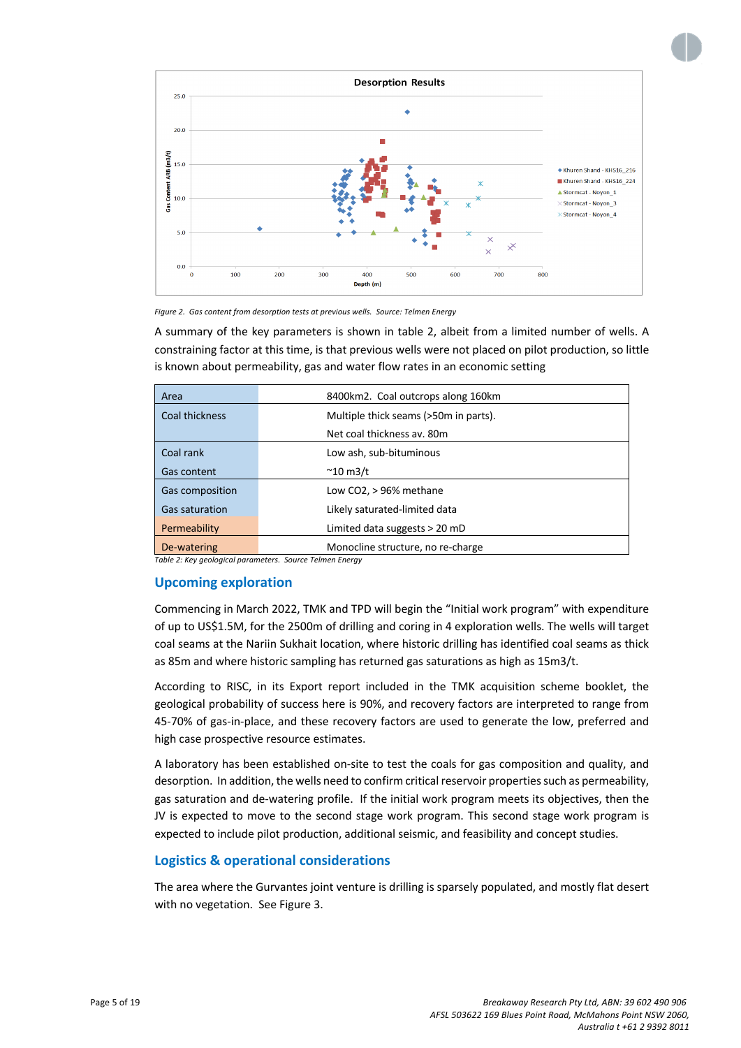Figure 2. Gas content from desorption tests at previous wells. Source: Telmen Energy

A summary of the key parameters is shown in table 2, albeit from a limited number of wells. A constraining factor at this time, is that previous wells were not placed on pilot production, so little is known about permeability, gas and water flow rates in an economic setting

| Parameter | Value |
| --- | --- |
| Area | 8400km2. Coal outcrops along 160km |
| Coal thickness | Multiple thick seams (>50m in parts). Net coal thickness av. 80m |
| Coal rank | Low ash, sub-bituminous |
| Gas content | ~10 m3/t |
| Gas composition | Low CO2, > 96% methane |
| Gas saturation | Likely saturated-limited data |
| Permeability | Limited data suggests > 20 mD |
| De-watering | Monocline structure, no re-charge |

*Table 2: Key geological parameters. Source Telmen Energy*

## Upcoming exploration

Commencing in March 2022, TMK and TPD will begin the "Initial work program" with expenditure of up to US$1.5M, for the 2500m of drilling and coring in 4 exploration wells. The wells will target coal seams at the Nariin Sukhait location, where historic drilling has identified coal seams as thick as 85m and where historic sampling has returned gas saturations as high as 15m3/t.

According to RISC, in its Export report included in the TMK acquisition scheme booklet, the geological probability of success here is 90%, and recovery factors are interpreted to range from 45-70% of gas-in-place, and these recovery factors are used to generate the low, preferred and high case prospective resource estimates.

A laboratory has been established on-site to test the coals for gas composition and quality, and desorption. In addition, the wells need to confirm critical reservoir properties such as permeability, gas saturation and de-watering profile. If the initial work program meets its objectives, then the JV is expected to move to the second stage work program. This second stage work program is expected to include pilot production, additional seismic, and feasibility and concept studies.

## Logistics & operational considerations

The area where the Gurvantes joint venture is drilling is sparsely populated, and mostly flat desert with no vegetation. See Figure 3.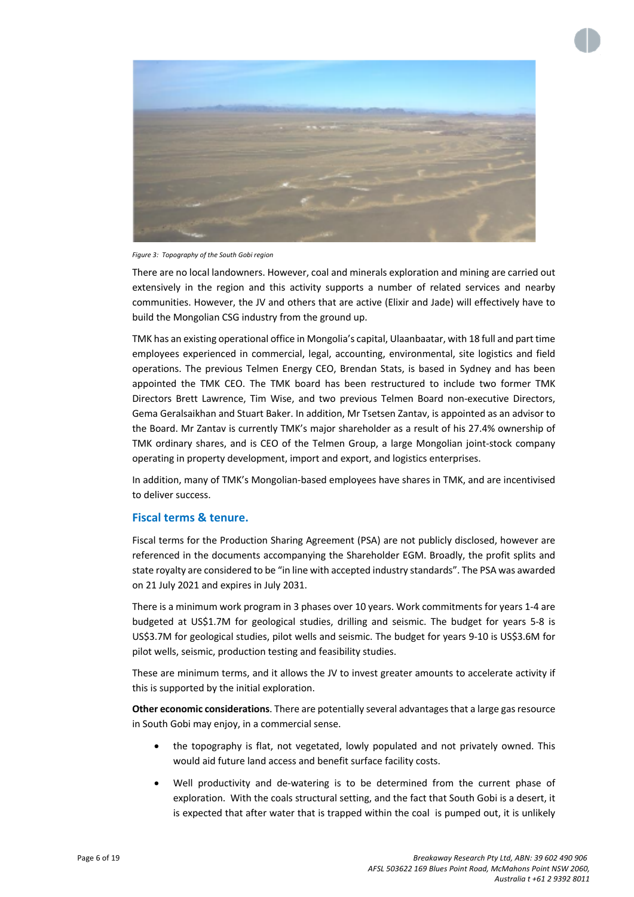*Figure 3: Topography of the South Gobi region*

There are no local landowners. However, coal and minerals exploration and mining are carried out extensively in the region and this activity supports a number of related services and nearby communities. However, the JV and others that are active (Elixir and Jade) will effectively have to build the Mongolian CSG industry from the ground up.

TMK has an existing operational office in Mongolia's capital, Ulaanbaatar, with 18 full and part time employees experienced in commercial, legal, accounting, environmental, site logistics and field operations. The previous Telmen Energy CEO, Brendan Stats, is based in Sydney and has been appointed the TMK CEO. The TMK board has been restructured to include two former TMK Directors Brett Lawrence, Tim Wise, and two previous Telmen Board non-executive Directors, Gema Geralsaikhan and Stuart Baker. In addition, Mr Tsetsen Zantav, is appointed as an advisor to the Board. Mr Zantav is currently TMK's major shareholder as a result of his 27.4% ownership of TMK ordinary shares, and is CEO of the Telmen Group, a large Mongolian joint-stock company operating in property development, import and export, and logistics enterprises.

In addition, many of TMK's Mongolian-based employees have shares in TMK, and are incentivised to deliver success.

## Fiscal terms & tenure.

Fiscal terms for the Production Sharing Agreement (PSA) are not publicly disclosed, however are referenced in the documents accompanying the Shareholder EGM. Broadly, the profit splits and state royalty are considered to be "in line with accepted industry standards". The PSA was awarded on 21 July 2021 and expires in July 2031.

There is a minimum work program in 3 phases over 10 years. Work commitments for years 1-4 are budgeted at US$1.7M for geological studies, drilling and seismic. The budget for years 5-8 is US$3.7M for geological studies, pilot wells and seismic. The budget for years 9-10 is US$3.6M for pilot wells, seismic, production testing and feasibility studies.

These are minimum terms, and it allows the JV to invest greater amounts to accelerate activity if this is supported by the initial exploration.

**Other economic considerations**. There are potentially several advantages that a large gas resource in South Gobi may enjoy, in a commercial sense.

- the topography is flat, not vegetated, lowly populated and not privately owned. This would aid future land access and benefit surface facility costs.
- Well productivity and de-watering is to be determined from the current phase of exploration. With the coals structural setting, and the fact that South Gobi is a desert, it is expected that after water that is trapped within the coal is pumped out, it is unlikely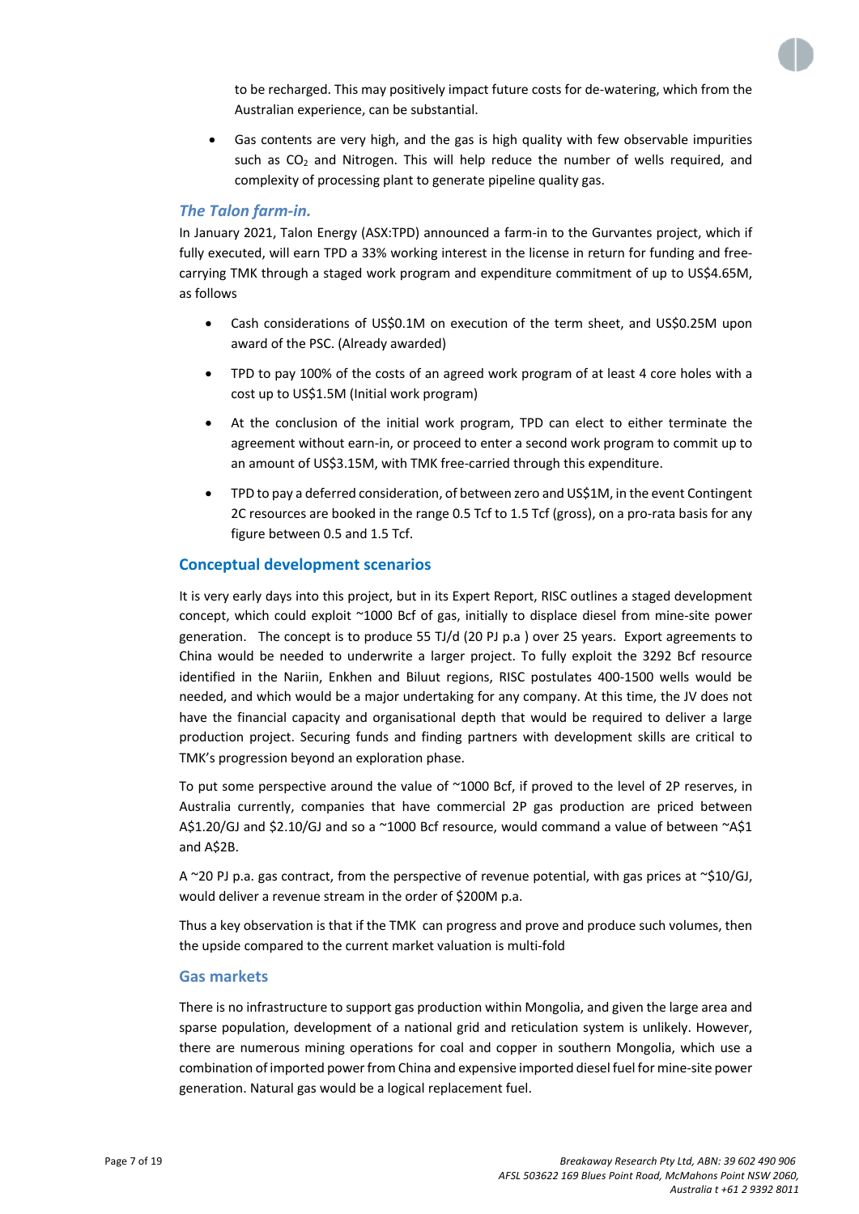to be recharged. This may positively impact future costs for de-watering, which from the Australian experience, can be substantial.

- Gas contents are very high, and the gas is high quality with few observable impurities such as $CO_2$ and Nitrogen. This will help reduce the number of wells required, and complexity of processing plant to generate pipeline quality gas.

### *The Talon farm-in.*

In January 2021, Talon Energy (ASX:TPD) announced a farm-in to the Gurvantes project, which if fully executed, will earn TPD a 33% working interest in the license in return for funding and free-carrying TMK through a staged work program and expenditure commitment of up to US$4.65M, as follows

- Cash considerations of US$0.1M on execution of the term sheet, and US$0.25M upon award of the PSC. (Already awarded)
- TPD to pay 100% of the costs of an agreed work program of at least 4 core holes with a cost up to US$1.5M (Initial work program)
- At the conclusion of the initial work program, TPD can elect to either terminate the agreement without earn-in, or proceed to enter a second work program to commit up to an amount of US$3.15M, with TMK free-carried through this expenditure.
- TPD to pay a deferred consideration, of between zero and US$1M, in the event Contingent 2C resources are booked in the range 0.5 Tcf to 1.5 Tcf (gross), on a pro-rata basis for any figure between 0.5 and 1.5 Tcf.

## Conceptual development scenarios

It is very early days into this project, but in its Expert Report, RISC outlines a staged development concept, which could exploit ~1000 Bcf of gas, initially to displace diesel from mine-site power generation. The concept is to produce 55 TJ/d (20 PJ p.a ) over 25 years. Export agreements to China would be needed to underwrite a larger project. To fully exploit the 3292 Bcf resource identified in the Nariin, Enkhen and Biluut regions, RISC postulates 400-1500 wells would be needed, and which would be a major undertaking for any company. At this time, the JV does not have the financial capacity and organisational depth that would be required to deliver a large production project. Securing funds and finding partners with development skills are critical to TMK's progression beyond an exploration phase.

To put some perspective around the value of ~1000 Bcf, if proved to the level of 2P reserves, in Australia currently, companies that have commercial 2P gas production are priced between A$1.20/GJ and $2.10/GJ and so a ~1000 Bcf resource, would command a value of between ~A$1 and A$2B.

A ~20 PJ p.a. gas contract, from the perspective of revenue potential, with gas prices at ~$10/GJ, would deliver a revenue stream in the order of $200M p.a.

Thus a key observation is that if the TMK can progress and prove and produce such volumes, then the upside compared to the current market valuation is multi-fold

## Gas markets

There is no infrastructure to support gas production within Mongolia, and given the large area and sparse population, development of a national grid and reticulation system is unlikely. However, there are numerous mining operations for coal and copper in southern Mongolia, which use a combination of imported power from China and expensive imported diesel fuel for mine-site power generation. Natural gas would be a logical replacement fuel.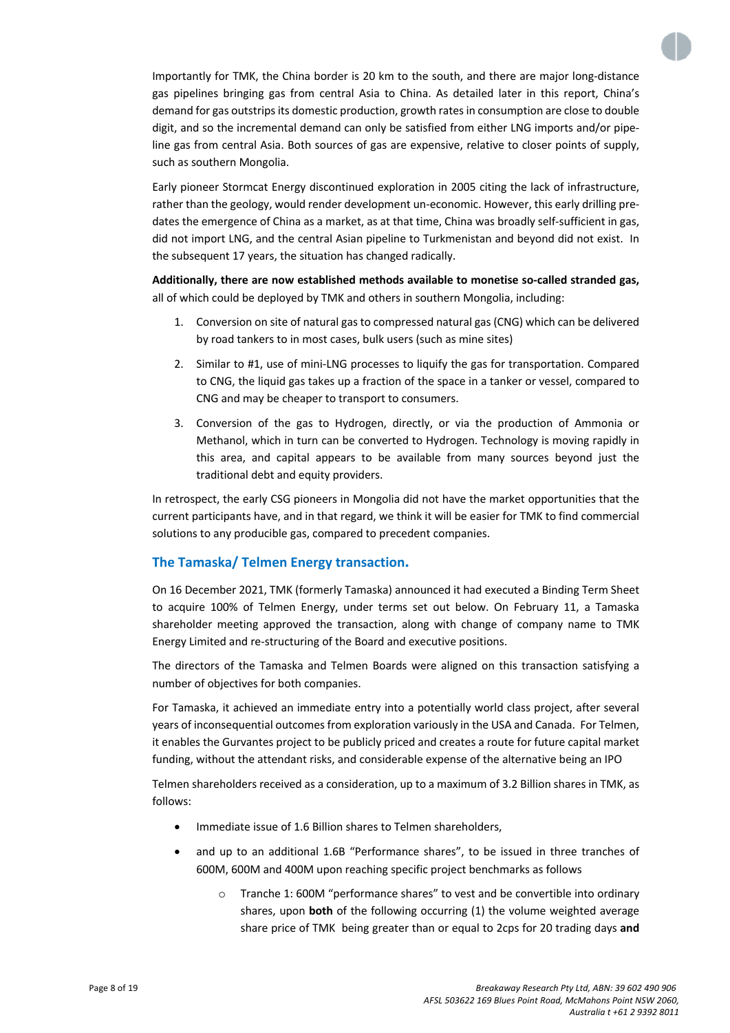Importantly for TMK, the China border is 20 km to the south, and there are major long-distance gas pipelines bringing gas from central Asia to China. As detailed later in this report, China's demand for gas outstrips its domestic production, growth rates in consumption are close to double digit, and so the incremental demand can only be satisfied from either LNG imports and/or pipe-line gas from central Asia. Both sources of gas are expensive, relative to closer points of supply, such as southern Mongolia.

Early pioneer Stormcat Energy discontinued exploration in 2005 citing the lack of infrastructure, rather than the geology, would render development un-economic. However, this early drilling pre-dates the emergence of China as a market, as at that time, China was broadly self-sufficient in gas, did not import LNG, and the central Asian pipeline to Turkmenistan and beyond did not exist. In the subsequent 17 years, the situation has changed radically.

**Additionally, there are now established methods available to monetise so-called stranded gas,** all of which could be deployed by TMK and others in southern Mongolia, including:

1. Conversion on site of natural gas to compressed natural gas (CNG) which can be delivered by road tankers to in most cases, bulk users (such as mine sites)
2. Similar to #1, use of mini-LNG processes to liquify the gas for transportation. Compared to CNG, the liquid gas takes up a fraction of the space in a tanker or vessel, compared to CNG and may be cheaper to transport to consumers.
3. Conversion of the gas to Hydrogen, directly, or via the production of Ammonia or Methanol, which in turn can be converted to Hydrogen. Technology is moving rapidly in this area, and capital appears to be available from many sources beyond just the traditional debt and equity providers.

In retrospect, the early CSG pioneers in Mongolia did not have the market opportunities that the current participants have, and in that regard, we think it will be easier for TMK to find commercial solutions to any producible gas, compared to precedent companies.

## The Tamaska/ Telmen Energy transaction.

On 16 December 2021, TMK (formerly Tamaska) announced it had executed a Binding Term Sheet to acquire 100% of Telmen Energy, under terms set out below. On February 11, a Tamaska shareholder meeting approved the transaction, along with change of company name to TMK Energy Limited and re-structuring of the Board and executive positions.

The directors of the Tamaska and Telmen Boards were aligned on this transaction satisfying a number of objectives for both companies.

For Tamaska, it achieved an immediate entry into a potentially world class project, after several years of inconsequential outcomes from exploration variously in the USA and Canada. For Telmen, it enables the Gurvantes project to be publicly priced and creates a route for future capital market funding, without the attendant risks, and considerable expense of the alternative being an IPO

Telmen shareholders received as a consideration, up to a maximum of 3.2 Billion shares in TMK, as follows:

- Immediate issue of 1.6 Billion shares to Telmen shareholders,
- and up to an additional 1.6B "Performance shares", to be issued in three tranches of 600M, 600M and 400M upon reaching specific project benchmarks as follows
  - Tranche 1: 600M "performance shares" to vest and be convertible into ordinary shares, upon **both** of the following occurring (1) the volume weighted average share price of TMK being greater than or equal to 2cps for 20 trading days **and**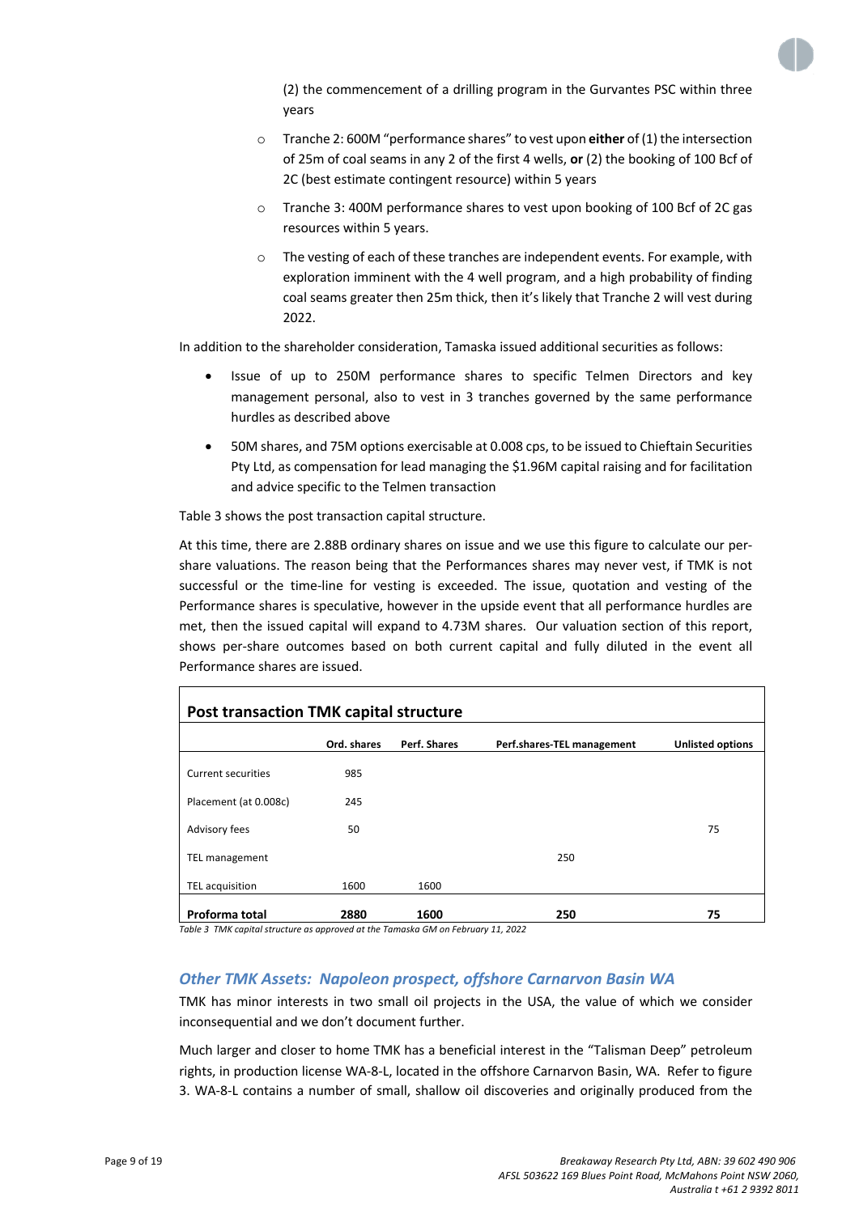(2) the commencement of a drilling program in the Gurvantes PSC within three years

- Tranche 2: 600M "performance shares" to vest upon **either** of (1) the intersection of 25m of coal seams in any 2 of the first 4 wells, **or** (2) the booking of 100 Bcf of 2C (best estimate contingent resource) within 5 years
- Tranche 3: 400M performance shares to vest upon booking of 100 Bcf of 2C gas resources within 5 years.
- The vesting of each of these tranches are independent events. For example, with exploration imminent with the 4 well program, and a high probability of finding coal seams greater then 25m thick, then it's likely that Tranche 2 will vest during 2022.

In addition to the shareholder consideration, Tamaska issued additional securities as follows:

- Issue of up to 250M performance shares to specific Telmen Directors and key management personal, also to vest in 3 tranches governed by the same performance hurdles as described above
- 50M shares, and 75M options exercisable at 0.008 cps, to be issued to Chieftain Securities Pty Ltd, as compensation for lead managing the $1.96M capital raising and for facilitation and advice specific to the Telmen transaction

Table 3 shows the post transaction capital structure.

At this time, there are 2.88B ordinary shares on issue and we use this figure to calculate our per-share valuations. The reason being that the Performances shares may never vest, if TMK is not successful or the time-line for vesting is exceeded. The issue, quotation and vesting of the Performance shares is speculative, however in the upside event that all performance hurdles are met, then the issued capital will expand to 4.73M shares. Our valuation section of this report, shows per-share outcomes based on both current capital and fully diluted in the event all Performance shares are issued.

**Post transaction TMK capital structure**

| | Ord. shares | Perf. Shares | Perf.shares-TEL management | Unlisted options |
|---|---|---|---|---|
| Current securities | 985 | | | |
| Placement (at 0.008c) | 245 | | | |
| Advisory fees | 50 | | | 75 |
| TEL management | | | 250 | |
| TEL acquisition | 1600 | 1600 | | |
| **Proforma total** | **2880** | **1600** | **250** | **75** |

*Table 3 TMK capital structure as approved at the Tamaska GM on February 11, 2022*

### *Other TMK Assets: Napoleon prospect, offshore Carnarvon Basin WA*

TMK has minor interests in two small oil projects in the USA, the value of which we consider inconsequential and we don't document further.

Much larger and closer to home TMK has a beneficial interest in the "Talisman Deep" petroleum rights, in production license WA-8-L, located in the offshore Carnarvon Basin, WA. Refer to figure 3. WA-8-L contains a number of small, shallow oil discoveries and originally produced from the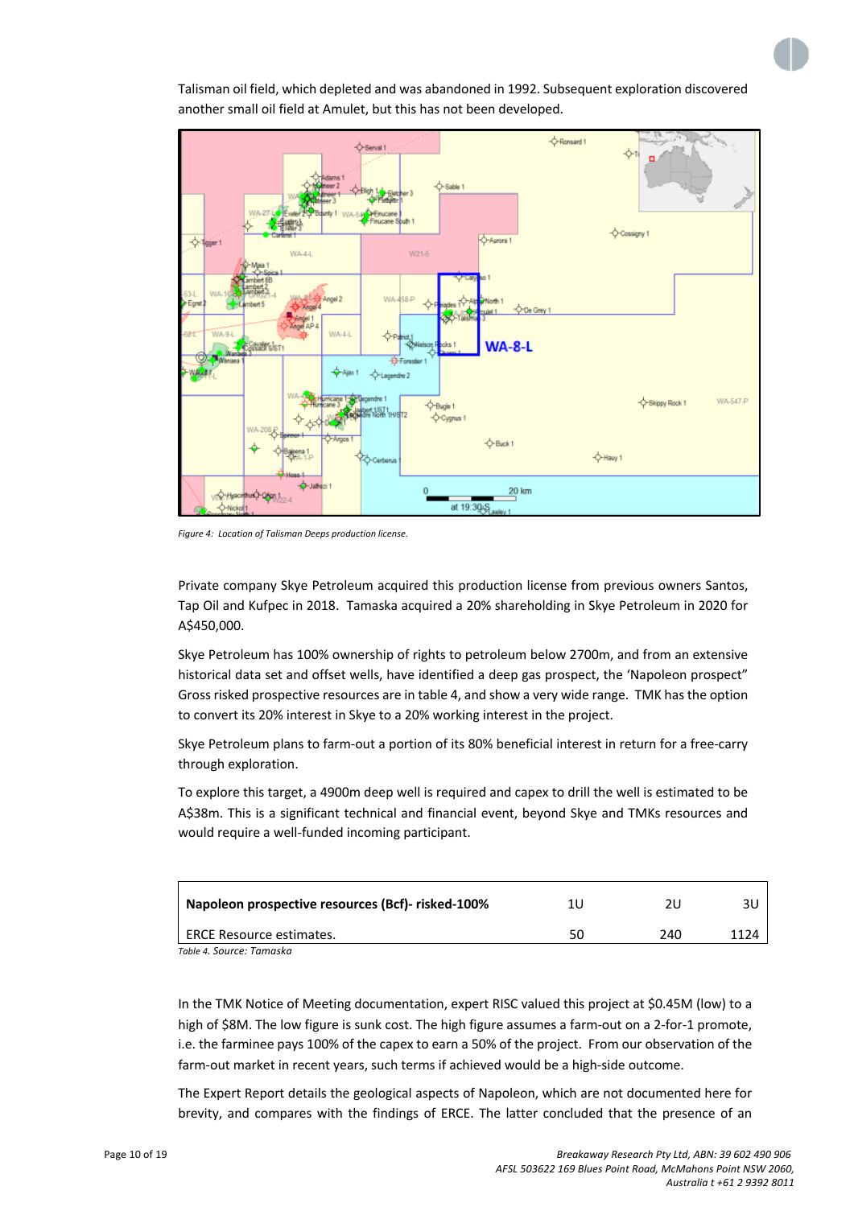Talisman oil field, which depleted and was abandoned in 1992. Subsequent exploration discovered another small oil field at Amulet, but this has not been developed.

*Figure 4: Location of Talisman Deeps production license.*

Private company Skye Petroleum acquired this production license from previous owners Santos, Tap Oil and Kufpec in 2018. Tamaska acquired a 20% shareholding in Skye Petroleum in 2020 for A$450,000.

Skye Petroleum has 100% ownership of rights to petroleum below 2700m, and from an extensive historical data set and offset wells, have identified a deep gas prospect, the 'Napoleon prospect" Gross risked prospective resources are in table 4, and show a very wide range. TMK has the option to convert its 20% interest in Skye to a 20% working interest in the project.

Skye Petroleum plans to farm-out a portion of its 80% beneficial interest in return for a free-carry through exploration.

To explore this target, a 4900m deep well is required and capex to drill the well is estimated to be A$38m. This is a significant technical and financial event, beyond Skye and TMKs resources and would require a well-funded incoming participant.

| Napoleon prospective resources (Bcf)- risked-100% | 1U | 2U | 3U |
|---|---|---|---|
| ERCE Resource estimates. | 50 | 240 | 1124 |

*Table 4. Source: Tamaska*

In the TMK Notice of Meeting documentation, expert RISC valued this project at $0.45M (low) to a high of $8M. The low figure is sunk cost. The high figure assumes a farm-out on a 2-for-1 promote, i.e. the farminee pays 100% of the capex to earn a 50% of the project. From our observation of the farm-out market in recent years, such terms if achieved would be a high-side outcome.

The Expert Report details the geological aspects of Napoleon, which are not documented here for brevity, and compares with the findings of ERCE. The latter concluded that the presence of an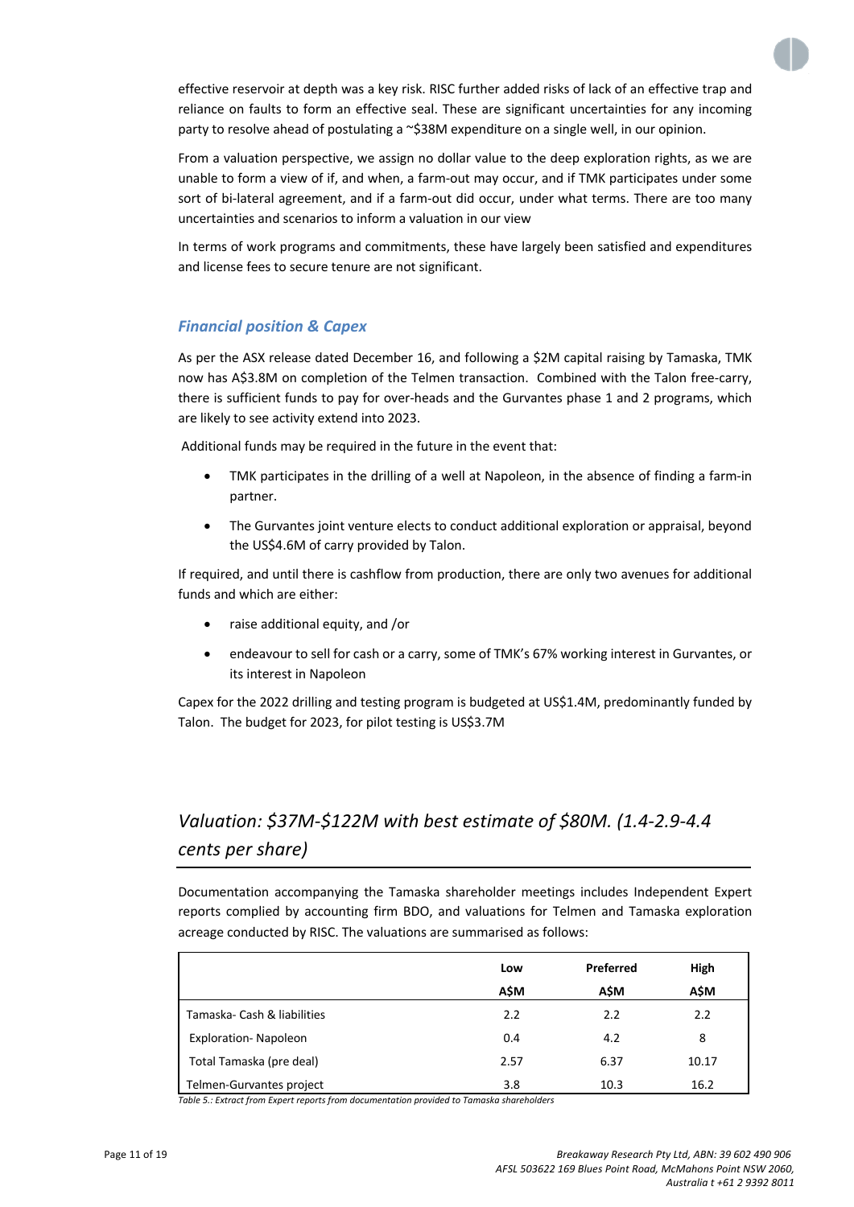effective reservoir at depth was a key risk. RISC further added risks of lack of an effective trap and reliance on faults to form an effective seal. These are significant uncertainties for any incoming party to resolve ahead of postulating a ~$38M expenditure on a single well, in our opinion.

From a valuation perspective, we assign no dollar value to the deep exploration rights, as we are unable to form a view of if, and when, a farm-out may occur, and if TMK participates under some sort of bi-lateral agreement, and if a farm-out did occur, under what terms. There are too many uncertainties and scenarios to inform a valuation in our view

In terms of work programs and commitments, these have largely been satisfied and expenditures and license fees to secure tenure are not significant.

### *Financial position & Capex*

As per the ASX release dated December 16, and following a $2M capital raising by Tamaska, TMK now has A$3.8M on completion of the Telmen transaction. Combined with the Talon free-carry, there is sufficient funds to pay for over-heads and the Gurvantes phase 1 and 2 programs, which are likely to see activity extend into 2023.

Additional funds may be required in the future in the event that:

- TMK participates in the drilling of a well at Napoleon, in the absence of finding a farm-in partner.
- The Gurvantes joint venture elects to conduct additional exploration or appraisal, beyond the US$4.6M of carry provided by Talon.

If required, and until there is cashflow from production, there are only two avenues for additional funds and which are either:

- raise additional equity, and /or
- endeavour to sell for cash or a carry, some of TMK's 67% working interest in Gurvantes, or its interest in Napoleon

Capex for the 2022 drilling and testing program is budgeted at US$1.4M, predominantly funded by Talon. The budget for 2023, for pilot testing is US$3.7M

## *Valuation: $37M-$122M with best estimate of $80M. (1.4-2.9-4.4 cents per share)*

Documentation accompanying the Tamaska shareholder meetings includes Independent Expert reports complied by accounting firm BDO, and valuations for Telmen and Tamaska exploration acreage conducted by RISC. The valuations are summarised as follows:

| | Low A$M | Preferred A$M | High A$M |
|---|---|---|---|
| Tamaska- Cash & liabilities | 2.2 | 2.2 | 2.2 |
| Exploration- Napoleon | 0.4 | 4.2 | 8 |
| Total Tamaska (pre deal) | 2.57 | 6.37 | 10.17 |
| Telmen-Gurvantes project | 3.8 | 10.3 | 16.2 |

*Table 5.: Extract from Expert reports from documentation provided to Tamaska shareholders*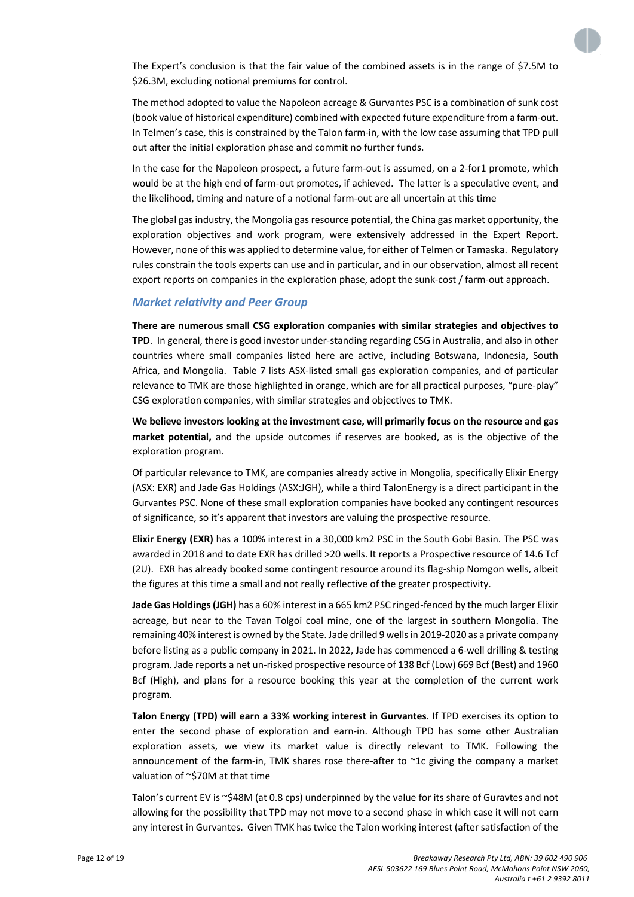The Expert's conclusion is that the fair value of the combined assets is in the range of $7.5M to $26.3M, excluding notional premiums for control.

The method adopted to value the Napoleon acreage & Gurvantes PSC is a combination of sunk cost (book value of historical expenditure) combined with expected future expenditure from a farm-out. In Telmen's case, this is constrained by the Talon farm-in, with the low case assuming that TPD pull out after the initial exploration phase and commit no further funds.

In the case for the Napoleon prospect, a future farm-out is assumed, on a 2-for1 promote, which would be at the high end of farm-out promotes, if achieved. The latter is a speculative event, and the likelihood, timing and nature of a notional farm-out are all uncertain at this time

The global gas industry, the Mongolia gas resource potential, the China gas market opportunity, the exploration objectives and work program, were extensively addressed in the Expert Report. However, none of this was applied to determine value, for either of Telmen or Tamaska. Regulatory rules constrain the tools experts can use and in particular, and in our observation, almost all recent export reports on companies in the exploration phase, adopt the sunk-cost / farm-out approach.

### *Market relativity and Peer Group*

**There are numerous small CSG exploration companies with similar strategies and objectives to TPD**. In general, there is good investor under-standing regarding CSG in Australia, and also in other countries where small companies listed here are active, including Botswana, Indonesia, South Africa, and Mongolia. Table 7 lists ASX-listed small gas exploration companies, and of particular relevance to TMK are those highlighted in orange, which are for all practical purposes, "pure-play" CSG exploration companies, with similar strategies and objectives to TMK.

**We believe investors looking at the investment case, will primarily focus on the resource and gas market potential,** and the upside outcomes if reserves are booked, as is the objective of the exploration program.

Of particular relevance to TMK, are companies already active in Mongolia, specifically Elixir Energy (ASX: EXR) and Jade Gas Holdings (ASX:JGH), while a third TalonEnergy is a direct participant in the Gurvantes PSC. None of these small exploration companies have booked any contingent resources of significance, so it's apparent that investors are valuing the prospective resource.

**Elixir Energy (EXR)** has a 100% interest in a 30,000 km2 PSC in the South Gobi Basin. The PSC was awarded in 2018 and to date EXR has drilled >20 wells. It reports a Prospective resource of 14.6 Tcf (2U). EXR has already booked some contingent resource around its flag-ship Nomgon wells, albeit the figures at this time a small and not really reflective of the greater prospectivity.

**Jade Gas Holdings (JGH)** has a 60% interest in a 665 km2 PSC ringed-fenced by the much larger Elixir acreage, but near to the Tavan Tolgoi coal mine, one of the largest in southern Mongolia. The remaining 40% interest is owned by the State. Jade drilled 9 wells in 2019-2020 as a private company before listing as a public company in 2021. In 2022, Jade has commenced a 6-well drilling & testing program. Jade reports a net un-risked prospective resource of 138 Bcf (Low) 669 Bcf (Best) and 1960 Bcf (High), and plans for a resource booking this year at the completion of the current work program.

**Talon Energy (TPD) will earn a 33% working interest in Gurvantes**. If TPD exercises its option to enter the second phase of exploration and earn-in. Although TPD has some other Australian exploration assets, we view its market value is directly relevant to TMK. Following the announcement of the farm-in, TMK shares rose there-after to ~1c giving the company a market valuation of ~$70M at that time

Talon's current EV is ~$48M (at 0.8 cps) underpinned by the value for its share of Guravtes and not allowing for the possibility that TPD may not move to a second phase in which case it will not earn any interest in Gurvantes. Given TMK has twice the Talon working interest (after satisfaction of the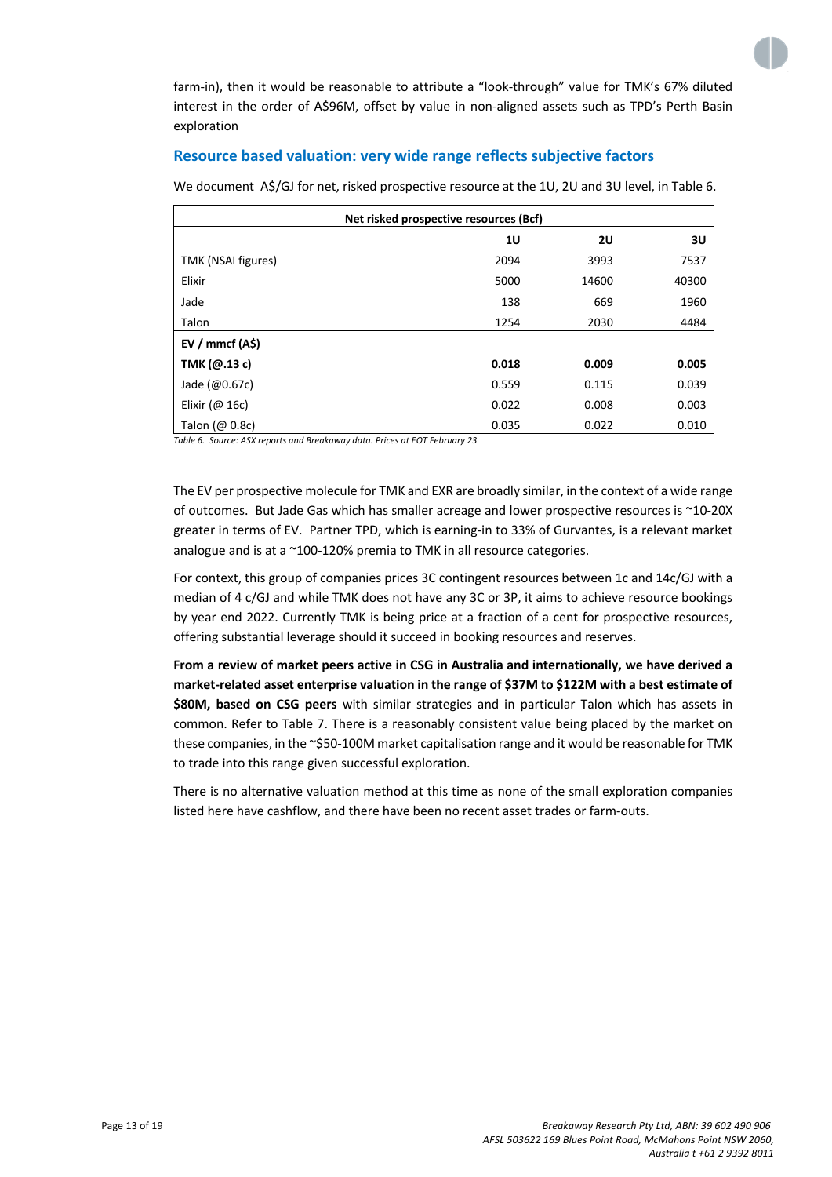farm-in), then it would be reasonable to attribute a "look-through" value for TMK's 67% diluted interest in the order of A$96M, offset by value in non-aligned assets such as TPD's Perth Basin exploration

## Resource based valuation: very wide range reflects subjective factors

We document A$/GJ for net, risked prospective resource at the 1U, 2U and 3U level, in Table 6.

| Net risked prospective resources (Bcf) | | | |
|---|---|---|---|
| | **1U** | **2U** | **3U** |
| TMK (NSAI figures) | 2094 | 3993 | 7537 |
| Elixir | 5000 | 14600 | 40300 |
| Jade | 138 | 669 | 1960 |
| Talon | 1254 | 2030 | 4484 |
| **EV / mmcf (A$)** | | | |
| **TMK (@.13 c)** | **0.018** | **0.009** | **0.005** |
| Jade (@0.67c) | 0.559 | 0.115 | 0.039 |
| Elixir (@ 16c) | 0.022 | 0.008 | 0.003 |
| Talon (@ 0.8c) | 0.035 | 0.022 | 0.010 |

*Table 6. Source: ASX reports and Breakaway data. Prices at EOT February 23*

The EV per prospective molecule for TMK and EXR are broadly similar, in the context of a wide range of outcomes. But Jade Gas which has smaller acreage and lower prospective resources is ~10-20X greater in terms of EV. Partner TPD, which is earning-in to 33% of Gurvantes, is a relevant market analogue and is at a ~100-120% premia to TMK in all resource categories.

For context, this group of companies prices 3C contingent resources between 1c and 14c/GJ with a median of 4 c/GJ and while TMK does not have any 3C or 3P, it aims to achieve resource bookings by year end 2022. Currently TMK is being price at a fraction of a cent for prospective resources, offering substantial leverage should it succeed in booking resources and reserves.

**From a review of market peers active in CSG in Australia and internationally, we have derived a market-related asset enterprise valuation in the range of $37M to $122M with a best estimate of $80M, based on CSG peers** with similar strategies and in particular Talon which has assets in common. Refer to Table 7. There is a reasonably consistent value being placed by the market on these companies, in the ~$50-100M market capitalisation range and it would be reasonable for TMK to trade into this range given successful exploration.

There is no alternative valuation method at this time as none of the small exploration companies listed here have cashflow, and there have been no recent asset trades or farm-outs.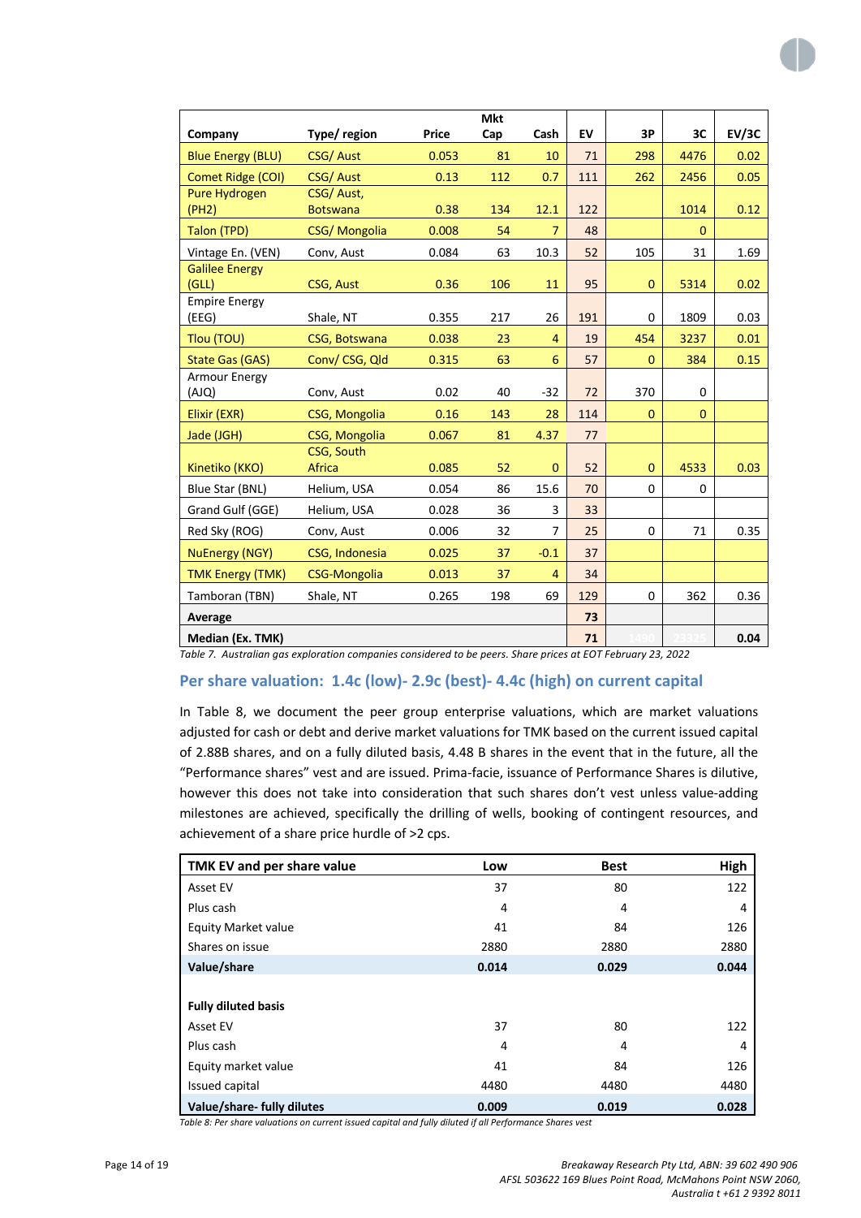| Company | Type/ region | Price | Mkt Cap | Cash | EV | 3P | 3C | EV/3C |
|---|---|---|---|---|---|---|---|---|
| Blue Energy (BLU) | CSG/ Aust | 0.053 | 81 | 10 | 71 | 298 | 4476 | 0.02 |
| Comet Ridge (COI) | CSG/ Aust | 0.13 | 112 | 0.7 | 111 | 262 | 2456 | 0.05 |
| Pure Hydrogen (PH2) | CSG/ Aust, Botswana | 0.38 | 134 | 12.1 | 122 | | 1014 | 0.12 |
| Talon (TPD) | CSG/ Mongolia | 0.008 | 54 | 7 | 48 | | 0 | |
| Vintage En. (VEN) | Conv, Aust | 0.084 | 63 | 10.3 | 52 | 105 | 31 | 1.69 |
| Galilee Energy (GLL) | CSG, Aust | 0.36 | 106 | 11 | 95 | 0 | 5314 | 0.02 |
| Empire Energy (EEG) | Shale, NT | 0.355 | 217 | 26 | 191 | 0 | 1809 | 0.03 |
| Tlou (TOU) | CSG, Botswana | 0.038 | 23 | 4 | 19 | 454 | 3237 | 0.01 |
| State Gas (GAS) | Conv/ CSG, Qld | 0.315 | 63 | 6 | 57 | 0 | 384 | 0.15 |
| Armour Energy (AJQ) | Conv, Aust | 0.02 | 40 | -32 | 72 | 370 | 0 | |
| Elixir (EXR) | CSG, Mongolia | 0.16 | 143 | 28 | 114 | 0 | 0 | |
| Jade (JGH) | CSG, Mongolia | 0.067 | 81 | 4.37 | 77 | | | |
| Kinetiko (KKO) | CSG, South Africa | 0.085 | 52 | 0 | 52 | 0 | 4533 | 0.03 |
| Blue Star (BNL) | Helium, USA | 0.054 | 86 | 15.6 | 70 | 0 | 0 | |
| Grand Gulf (GGE) | Helium, USA | 0.028 | 36 | 3 | 33 | | | |
| Red Sky (ROG) | Conv, Aust | 0.006 | 32 | 7 | 25 | 0 | 71 | 0.35 |
| NuEnergy (NGY) | CSG, Indonesia | 0.025 | 37 | -0.1 | 37 | | | |
| TMK Energy (TMK) | CSG-Mongolia | 0.013 | 37 | 4 | 34 | | | |
| Tamboran (TBN) | Shale, NT | 0.265 | 198 | 69 | 129 | 0 | 362 | 0.36 |
| **Average** | | | | | **73** | | | |
| **Median (Ex. TMK)** | | | | | **71** | 1490 | 23325 | **0.04** |

*Table 7. Australian gas exploration companies considered to be peers. Share prices at EOT February 23, 2022*

## Per share valuation: 1.4c (low)- 2.9c (best)- 4.4c (high) on current capital

In Table 8, we document the peer group enterprise valuations, which are market valuations adjusted for cash or debt and derive market valuations for TMK based on the current issued capital of 2.88B shares, and on a fully diluted basis, 4.48 B shares in the event that in the future, all the "Performance shares" vest and are issued. Prima-facie, issuance of Performance Shares is dilutive, however this does not take into consideration that such shares don't vest unless value-adding milestones are achieved, specifically the drilling of wells, booking of contingent resources, and achievement of a share price hurdle of >2 cps.

| TMK EV and per share value | Low | Best | High |
|---|---|---|---|
| Asset EV | 37 | 80 | 122 |
| Plus cash | 4 | 4 | 4 |
| Equity Market value | 41 | 84 | 126 |
| Shares on issue | 2880 | 2880 | 2880 |
| **Value/share** | **0.014** | **0.029** | **0.044** |
| | | | |
| **Fully diluted basis** | | | |
| Asset EV | 37 | 80 | 122 |
| Plus cash | 4 | 4 | 4 |
| Equity market value | 41 | 84 | 126 |
| Issued capital | 4480 | 4480 | 4480 |
| **Value/share- fully dilutes** | **0.009** | **0.019** | **0.028** |

*Table 8: Per share valuations on current issued capital and fully diluted if all Performance Shares vest*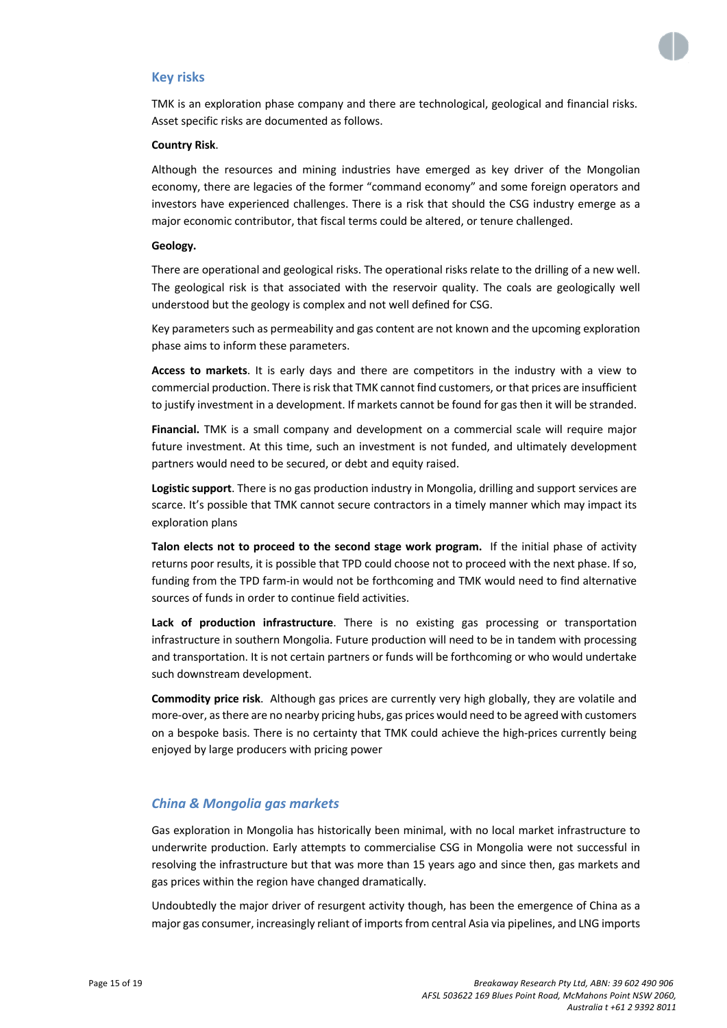## Key risks

TMK is an exploration phase company and there are technological, geological and financial risks. Asset specific risks are documented as follows.

**Country Risk**.

Although the resources and mining industries have emerged as key driver of the Mongolian economy, there are legacies of the former "command economy" and some foreign operators and investors have experienced challenges. There is a risk that should the CSG industry emerge as a major economic contributor, that fiscal terms could be altered, or tenure challenged.

**Geology.**

There are operational and geological risks. The operational risks relate to the drilling of a new well. The geological risk is that associated with the reservoir quality. The coals are geologically well understood but the geology is complex and not well defined for CSG.

Key parameters such as permeability and gas content are not known and the upcoming exploration phase aims to inform these parameters.

**Access to markets**. It is early days and there are competitors in the industry with a view to commercial production. There is risk that TMK cannot find customers, or that prices are insufficient to justify investment in a development. If markets cannot be found for gas then it will be stranded.

**Financial.** TMK is a small company and development on a commercial scale will require major future investment. At this time, such an investment is not funded, and ultimately development partners would need to be secured, or debt and equity raised.

**Logistic support**. There is no gas production industry in Mongolia, drilling and support services are scarce. It's possible that TMK cannot secure contractors in a timely manner which may impact its exploration plans

**Talon elects not to proceed to the second stage work program.** If the initial phase of activity returns poor results, it is possible that TPD could choose not to proceed with the next phase. If so, funding from the TPD farm-in would not be forthcoming and TMK would need to find alternative sources of funds in order to continue field activities.

**Lack of production infrastructure**. There is no existing gas processing or transportation infrastructure in southern Mongolia. Future production will need to be in tandem with processing and transportation. It is not certain partners or funds will be forthcoming or who would undertake such downstream development.

**Commodity price risk**. Although gas prices are currently very high globally, they are volatile and more-over, as there are no nearby pricing hubs, gas prices would need to be agreed with customers on a bespoke basis. There is no certainty that TMK could achieve the high-prices currently being enjoyed by large producers with pricing power

## *China & Mongolia gas markets*

Gas exploration in Mongolia has historically been minimal, with no local market infrastructure to underwrite production. Early attempts to commercialise CSG in Mongolia were not successful in resolving the infrastructure but that was more than 15 years ago and since then, gas markets and gas prices within the region have changed dramatically.

Undoubtedly the major driver of resurgent activity though, has been the emergence of China as a major gas consumer, increasingly reliant of imports from central Asia via pipelines, and LNG imports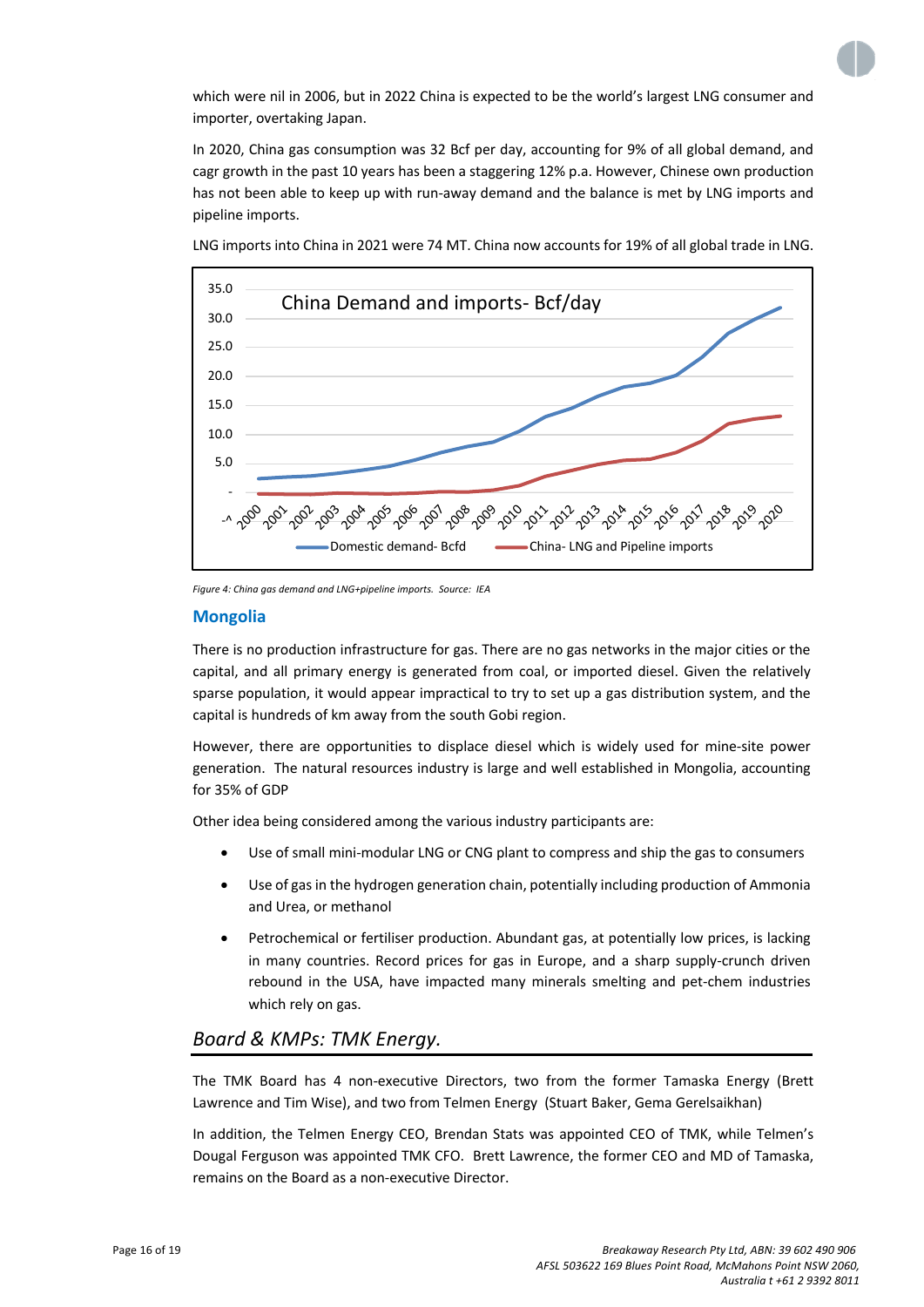which were nil in 2006, but in 2022 China is expected to be the world's largest LNG consumer and importer, overtaking Japan.

In 2020, China gas consumption was 32 Bcf per day, accounting for 9% of all global demand, and cagr growth in the past 10 years has been a staggering 12% p.a. However, Chinese own production has not been able to keep up with run-away demand and the balance is met by LNG imports and pipeline imports.

LNG imports into China in 2021 were 74 MT. China now accounts for 19% of all global trade in LNG.

*Figure 4: China gas demand and LNG+pipeline imports. Source: IEA*

## Mongolia

There is no production infrastructure for gas. There are no gas networks in the major cities or the capital, and all primary energy is generated from coal, or imported diesel. Given the relatively sparse population, it would appear impractical to try to set up a gas distribution system, and the capital is hundreds of km away from the south Gobi region.

However, there are opportunities to displace diesel which is widely used for mine-site power generation. The natural resources industry is large and well established in Mongolia, accounting for 35% of GDP

Other idea being considered among the various industry participants are:

- Use of small mini-modular LNG or CNG plant to compress and ship the gas to consumers
- Use of gas in the hydrogen generation chain, potentially including production of Ammonia and Urea, or methanol
- Petrochemical or fertiliser production. Abundant gas, at potentially low prices, is lacking in many countries. Record prices for gas in Europe, and a sharp supply-crunch driven rebound in the USA, have impacted many minerals smelting and pet-chem industries which rely on gas.

## *Board & KMPs: TMK Energy.*

The TMK Board has 4 non-executive Directors, two from the former Tamaska Energy (Brett Lawrence and Tim Wise), and two from Telmen Energy (Stuart Baker, Gema Gerelsaikhan)

In addition, the Telmen Energy CEO, Brendan Stats was appointed CEO of TMK, while Telmen's Dougal Ferguson was appointed TMK CFO. Brett Lawrence, the former CEO and MD of Tamaska, remains on the Board as a non-executive Director.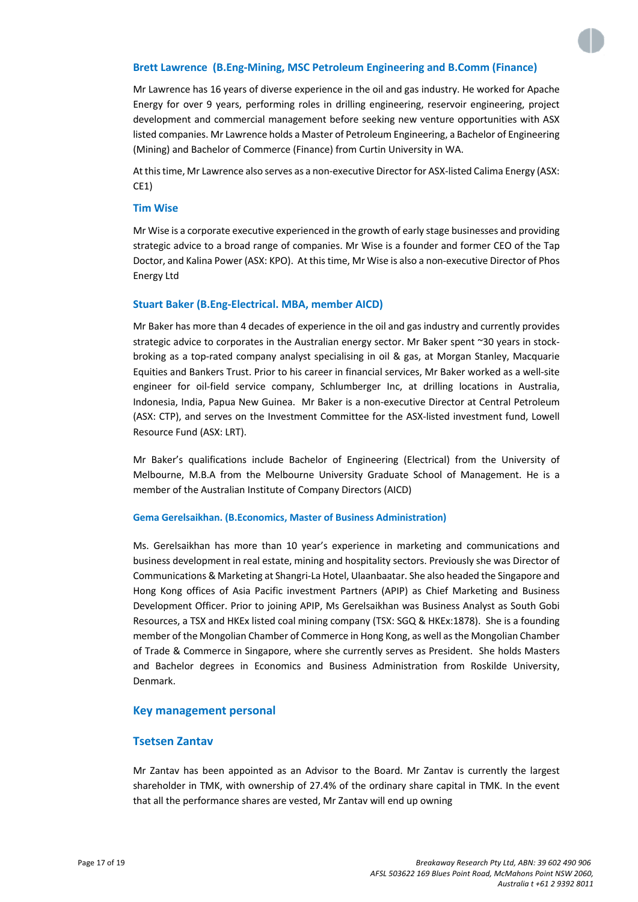### Brett Lawrence  (B.Eng-Mining, MSC Petroleum Engineering and B.Comm (Finance)

Mr Lawrence has 16 years of diverse experience in the oil and gas industry. He worked for Apache Energy for over 9 years, performing roles in drilling engineering, reservoir engineering, project development and commercial management before seeking new venture opportunities with ASX listed companies. Mr Lawrence holds a Master of Petroleum Engineering, a Bachelor of Engineering (Mining) and Bachelor of Commerce (Finance) from Curtin University in WA.

At this time, Mr Lawrence also serves as a non-executive Director for ASX-listed Calima Energy (ASX: CE1)

### Tim Wise

Mr Wise is a corporate executive experienced in the growth of early stage businesses and providing strategic advice to a broad range of companies. Mr Wise is a founder and former CEO of the Tap Doctor, and Kalina Power (ASX: KPO). At this time, Mr Wise is also a non-executive Director of Phos Energy Ltd

### Stuart Baker (B.Eng-Electrical. MBA, member AICD)

Mr Baker has more than 4 decades of experience in the oil and gas industry and currently provides strategic advice to corporates in the Australian energy sector. Mr Baker spent ~30 years in stock-broking as a top-rated company analyst specialising in oil & gas, at Morgan Stanley, Macquarie Equities and Bankers Trust. Prior to his career in financial services, Mr Baker worked as a well-site engineer for oil-field service company, Schlumberger Inc, at drilling locations in Australia, Indonesia, India, Papua New Guinea. Mr Baker is a non-executive Director at Central Petroleum (ASX: CTP), and serves on the Investment Committee for the ASX-listed investment fund, Lowell Resource Fund (ASX: LRT).

Mr Baker's qualifications include Bachelor of Engineering (Electrical) from the University of Melbourne, M.B.A from the Melbourne University Graduate School of Management. He is a member of the Australian Institute of Company Directors (AICD)

### Gema Gerelsaikhan. (B.Economics, Master of Business Administration)

Ms. Gerelsaikhan has more than 10 year's experience in marketing and communications and business development in real estate, mining and hospitality sectors. Previously she was Director of Communications & Marketing at Shangri-La Hotel, Ulaanbaatar. She also headed the Singapore and Hong Kong offices of Asia Pacific investment Partners (APIP) as Chief Marketing and Business Development Officer. Prior to joining APIP, Ms Gerelsaikhan was Business Analyst as South Gobi Resources, a TSX and HKEx listed coal mining company (TSX: SGQ & HKEx:1878). She is a founding member of the Mongolian Chamber of Commerce in Hong Kong, as well as the Mongolian Chamber of Trade & Commerce in Singapore, where she currently serves as President. She holds Masters and Bachelor degrees in Economics and Business Administration from Roskilde University, Denmark.

## Key management personal

### Tsetsen Zantav

Mr Zantav has been appointed as an Advisor to the Board. Mr Zantav is currently the largest shareholder in TMK, with ownership of 27.4% of the ordinary share capital in TMK. In the event that all the performance shares are vested, Mr Zantav will end up owning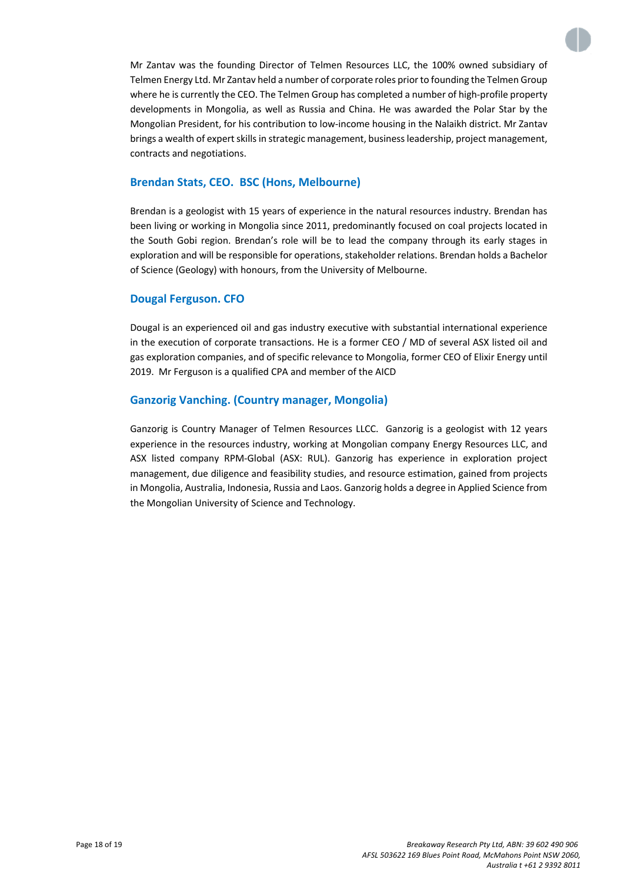Mr Zantav was the founding Director of Telmen Resources LLC, the 100% owned subsidiary of Telmen Energy Ltd. Mr Zantav held a number of corporate roles prior to founding the Telmen Group where he is currently the CEO. The Telmen Group has completed a number of high-profile property developments in Mongolia, as well as Russia and China. He was awarded the Polar Star by the Mongolian President, for his contribution to low-income housing in the Nalaikh district. Mr Zantav brings a wealth of expert skills in strategic management, business leadership, project management, contracts and negotiations.

### Brendan Stats, CEO. BSC (Hons, Melbourne)

Brendan is a geologist with 15 years of experience in the natural resources industry. Brendan has been living or working in Mongolia since 2011, predominantly focused on coal projects located in the South Gobi region. Brendan's role will be to lead the company through its early stages in exploration and will be responsible for operations, stakeholder relations. Brendan holds a Bachelor of Science (Geology) with honours, from the University of Melbourne.

### Dougal Ferguson. CFO

Dougal is an experienced oil and gas industry executive with substantial international experience in the execution of corporate transactions. He is a former CEO / MD of several ASX listed oil and gas exploration companies, and of specific relevance to Mongolia, former CEO of Elixir Energy until 2019. Mr Ferguson is a qualified CPA and member of the AICD

### Ganzorig Vanching. (Country manager, Mongolia)

Ganzorig is Country Manager of Telmen Resources LLCC. Ganzorig is a geologist with 12 years experience in the resources industry, working at Mongolian company Energy Resources LLC, and ASX listed company RPM-Global (ASX: RUL). Ganzorig has experience in exploration project management, due diligence and feasibility studies, and resource estimation, gained from projects in Mongolia, Australia, Indonesia, Russia and Laos. Ganzorig holds a degree in Applied Science from the Mongolian University of Science and Technology.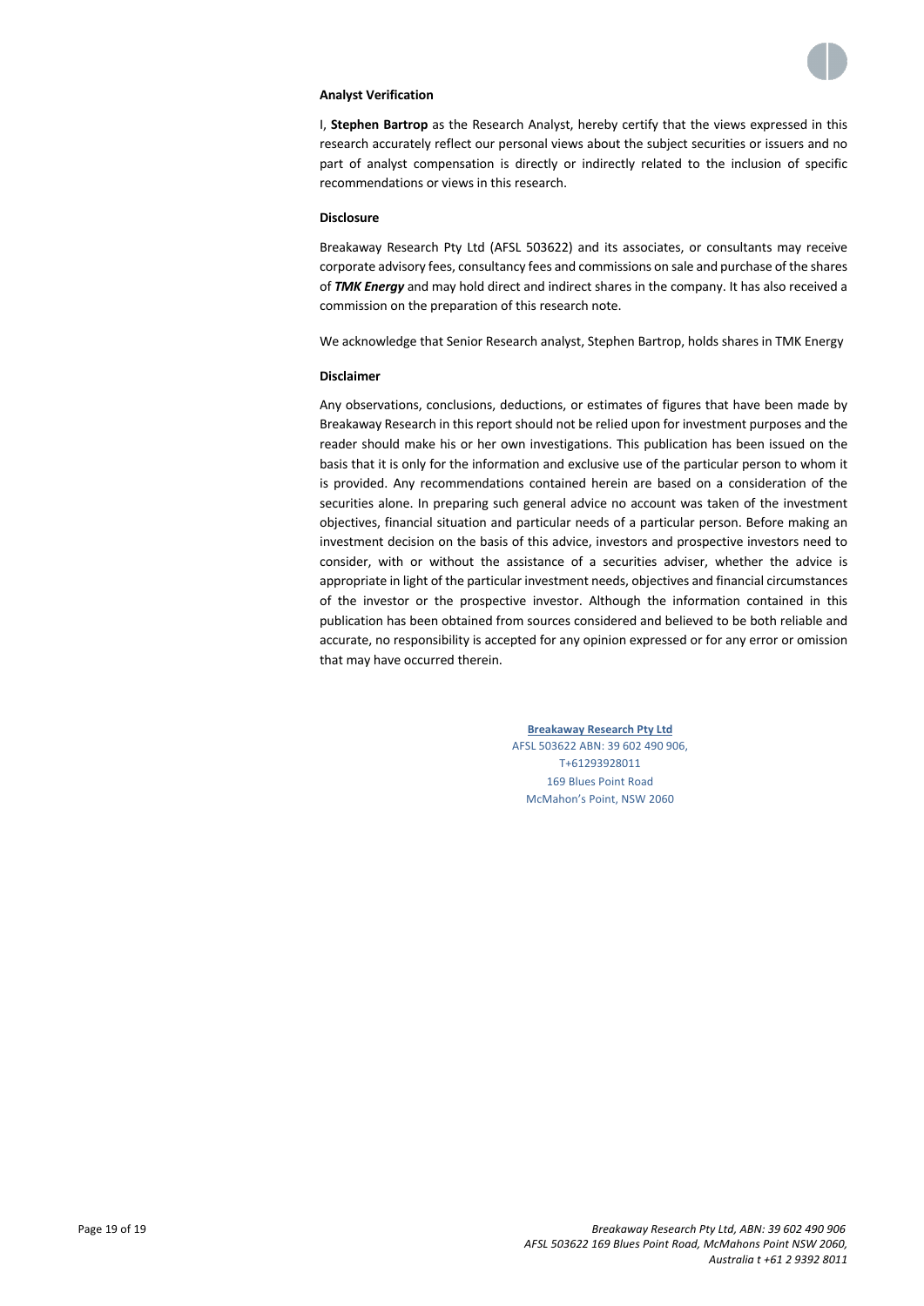**Analyst Verification**

I, **Stephen Bartrop** as the Research Analyst, hereby certify that the views expressed in this research accurately reflect our personal views about the subject securities or issuers and no part of analyst compensation is directly or indirectly related to the inclusion of specific recommendations or views in this research.

**Disclosure**

Breakaway Research Pty Ltd (AFSL 503622) and its associates, or consultants may receive corporate advisory fees, consultancy fees and commissions on sale and purchase of the shares of ***TMK Energy*** and may hold direct and indirect shares in the company. It has also received a commission on the preparation of this research note.

We acknowledge that Senior Research analyst, Stephen Bartrop, holds shares in TMK Energy

**Disclaimer**

Any observations, conclusions, deductions, or estimates of figures that have been made by Breakaway Research in this report should not be relied upon for investment purposes and the reader should make his or her own investigations. This publication has been issued on the basis that it is only for the information and exclusive use of the particular person to whom it is provided. Any recommendations contained herein are based on a consideration of the securities alone. In preparing such general advice no account was taken of the investment objectives, financial situation and particular needs of a particular person. Before making an investment decision on the basis of this advice, investors and prospective investors need to consider, with or without the assistance of a securities adviser, whether the advice is appropriate in light of the particular investment needs, objectives and financial circumstances of the investor or the prospective investor. Although the information contained in this publication has been obtained from sources considered and believed to be both reliable and accurate, no responsibility is accepted for any opinion expressed or for any error or omission that may have occurred therein.

**Breakaway Research Pty Ltd**
AFSL 503622 ABN: 39 602 490 906,
T+61293928011
169 Blues Point Road
McMahon's Point, NSW 2060